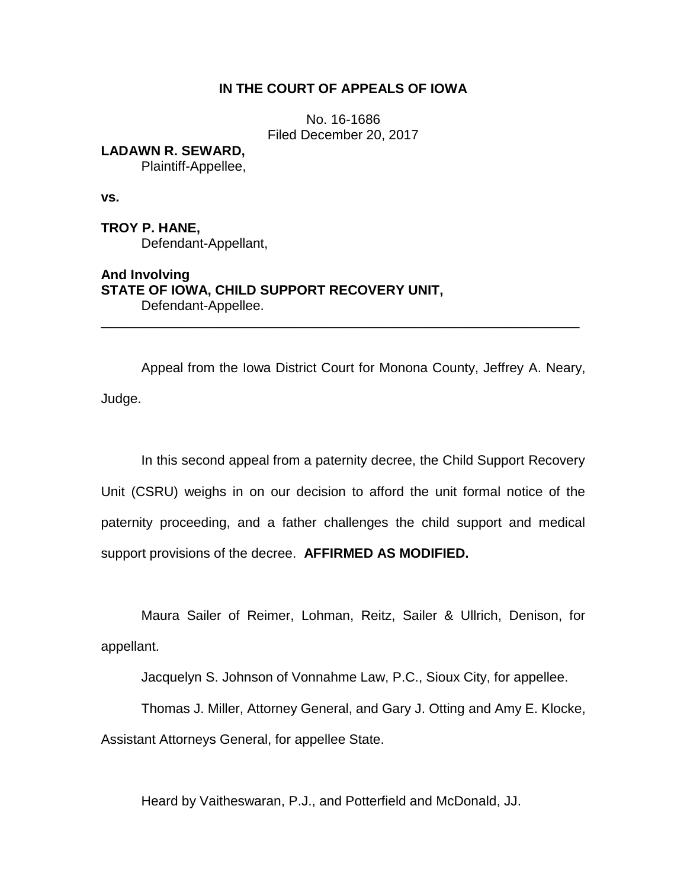# IN THE COURT OF APPEALS OF IOWA

No. 16-1686
Filed December 20, 2017

**LADAWN R. SEWARD,**
Plaintiff-Appellee,

**vs.**

**TROY P. HANE,**
Defendant-Appellant,

**And Involving**
**STATE OF IOWA, CHILD SUPPORT RECOVERY UNIT,**
Defendant-Appellee.

---

Appeal from the Iowa District Court for Monona County, Jeffrey A. Neary, Judge.

In this second appeal from a paternity decree, the Child Support Recovery Unit (CSRU) weighs in on our decision to afford the unit formal notice of the paternity proceeding, and a father challenges the child support and medical support provisions of the decree. **AFFIRMED AS MODIFIED.**

Maura Sailer of Reimer, Lohman, Reitz, Sailer & Ullrich, Denison, for appellant.

Jacquelyn S. Johnson of Vonnahme Law, P.C., Sioux City, for appellee.

Thomas J. Miller, Attorney General, and Gary J. Otting and Amy E. Klocke, Assistant Attorneys General, for appellee State.

Heard by Vaitheswaran, P.J., and Potterfield and McDonald, JJ.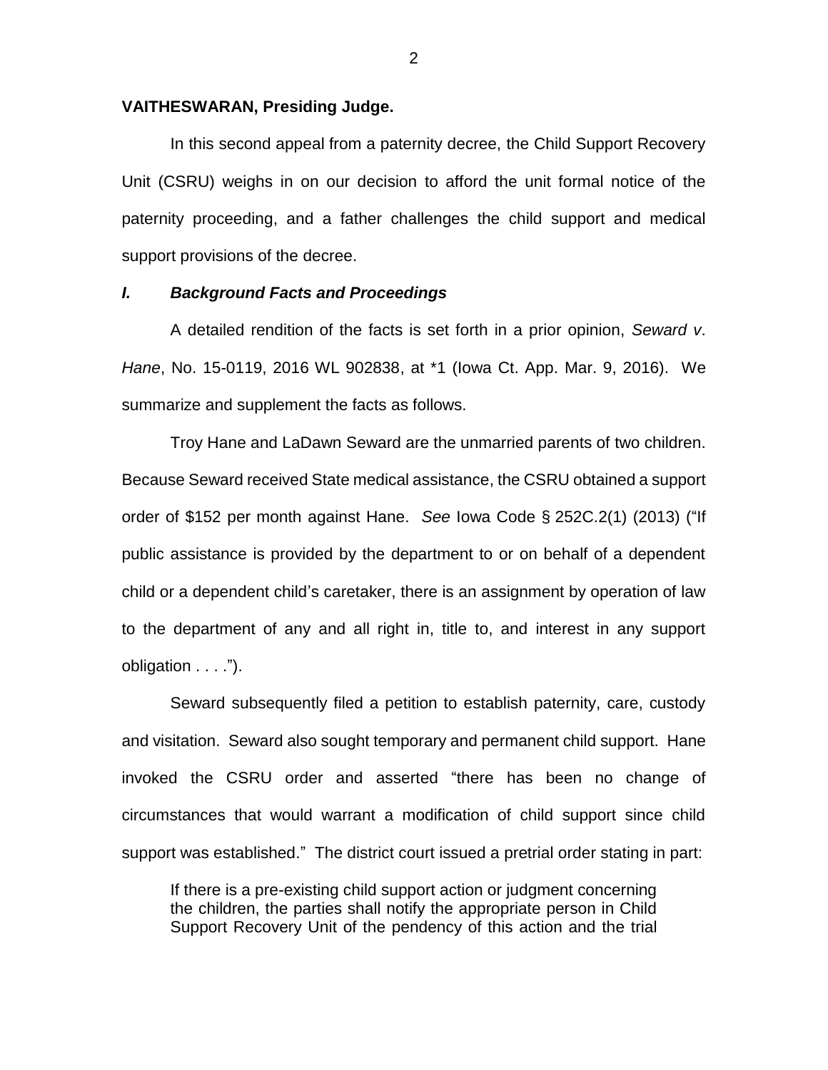**VAITHESWARAN, Presiding Judge.**

In this second appeal from a paternity decree, the Child Support Recovery Unit (CSRU) weighs in on our decision to afford the unit formal notice of the paternity proceeding, and a father challenges the child support and medical support provisions of the decree.

## *I. Background Facts and Proceedings*

A detailed rendition of the facts is set forth in a prior opinion, *Seward v. Hane*, No. 15-0119, 2016 WL 902838, at *1 (Iowa Ct. App. Mar. 9, 2016). We summarize and supplement the facts as follows.

Troy Hane and LaDawn Seward are the unmarried parents of two children. Because Seward received State medical assistance, the CSRU obtained a support order of $152 per month against Hane. *See* Iowa Code § 252C.2(1) (2013) ("If public assistance is provided by the department to or on behalf of a dependent child or a dependent child's caretaker, there is an assignment by operation of law to the department of any and all right in, title to, and interest in any support obligation . . . .").

Seward subsequently filed a petition to establish paternity, care, custody and visitation. Seward also sought temporary and permanent child support. Hane invoked the CSRU order and asserted "there has been no change of circumstances that would warrant a modification of child support since child support was established." The district court issued a pretrial order stating in part:

> If there is a pre-existing child support action or judgment concerning the children, the parties shall notify the appropriate person in Child Support Recovery Unit of the pendency of this action and the trial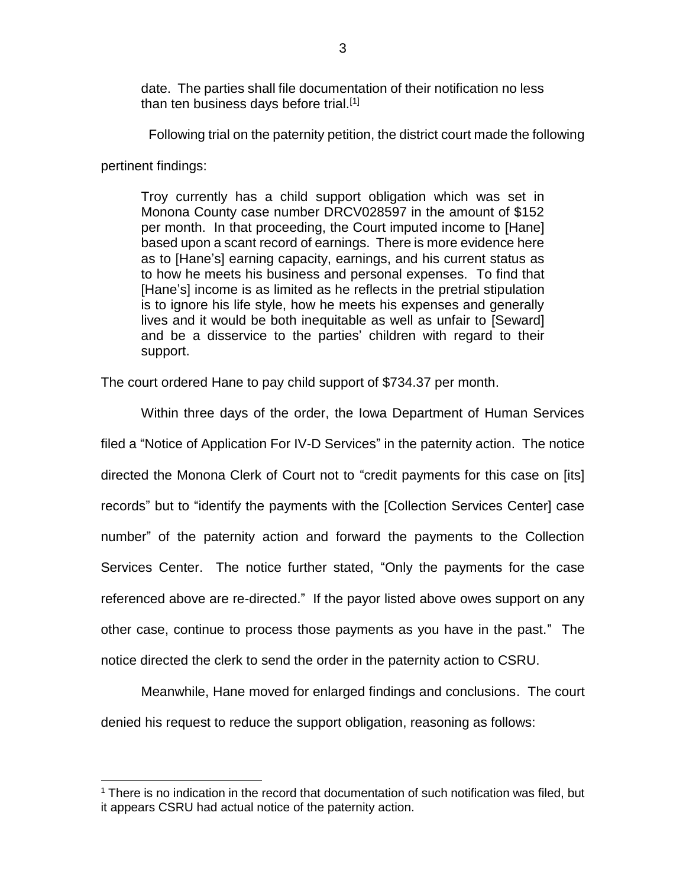> date. The parties shall file documentation of their notification no less than ten business days before trial.[1]

Following trial on the paternity petition, the district court made the following pertinent findings:

> Troy currently has a child support obligation which was set in Monona County case number DRCV028597 in the amount of $152 per month. In that proceeding, the Court imputed income to [Hane] based upon a scant record of earnings. There is more evidence here as to [Hane's] earning capacity, earnings, and his current status as to how he meets his business and personal expenses. To find that [Hane's] income is as limited as he reflects in the pretrial stipulation is to ignore his life style, how he meets his expenses and generally lives and it would be both inequitable as well as unfair to [Seward] and be a disservice to the parties' children with regard to their support.

The court ordered Hane to pay child support of $734.37 per month.

Within three days of the order, the Iowa Department of Human Services filed a "Notice of Application For IV-D Services" in the paternity action. The notice directed the Monona Clerk of Court not to "credit payments for this case on [its] records" but to "identify the payments with the [Collection Services Center] case number" of the paternity action and forward the payments to the Collection Services Center. The notice further stated, "Only the payments for the case referenced above are re-directed." If the payor listed above owes support on any other case, continue to process those payments as you have in the past." The notice directed the clerk to send the order in the paternity action to CSRU.

Meanwhile, Hane moved for enlarged findings and conclusions. The court denied his request to reduce the support obligation, reasoning as follows:

[1] There is no indication in the record that documentation of such notification was filed, but it appears CSRU had actual notice of the paternity action.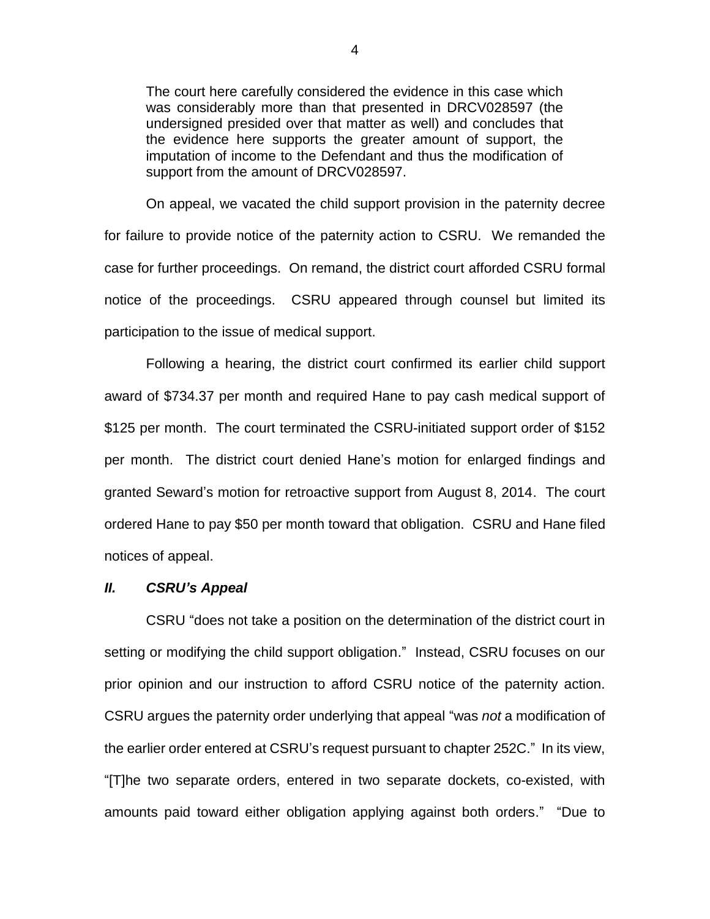> The court here carefully considered the evidence in this case which was considerably more than that presented in DRCV028597 (the undersigned presided over that matter as well) and concludes that the evidence here supports the greater amount of support, the imputation of income to the Defendant and thus the modification of support from the amount of DRCV028597.

On appeal, we vacated the child support provision in the paternity decree for failure to provide notice of the paternity action to CSRU. We remanded the case for further proceedings. On remand, the district court afforded CSRU formal notice of the proceedings. CSRU appeared through counsel but limited its participation to the issue of medical support.

Following a hearing, the district court confirmed its earlier child support award of $734.37 per month and required Hane to pay cash medical support of $125 per month. The court terminated the CSRU-initiated support order of $152 per month. The district court denied Hane's motion for enlarged findings and granted Seward's motion for retroactive support from August 8, 2014. The court ordered Hane to pay $50 per month toward that obligation. CSRU and Hane filed notices of appeal.

## *II. CSRU's Appeal*

CSRU "does not take a position on the determination of the district court in setting or modifying the child support obligation." Instead, CSRU focuses on our prior opinion and our instruction to afford CSRU notice of the paternity action. CSRU argues the paternity order underlying that appeal "was *not* a modification of the earlier order entered at CSRU's request pursuant to chapter 252C." In its view, "[T]he two separate orders, entered in two separate dockets, co-existed, with amounts paid toward either obligation applying against both orders." "Due to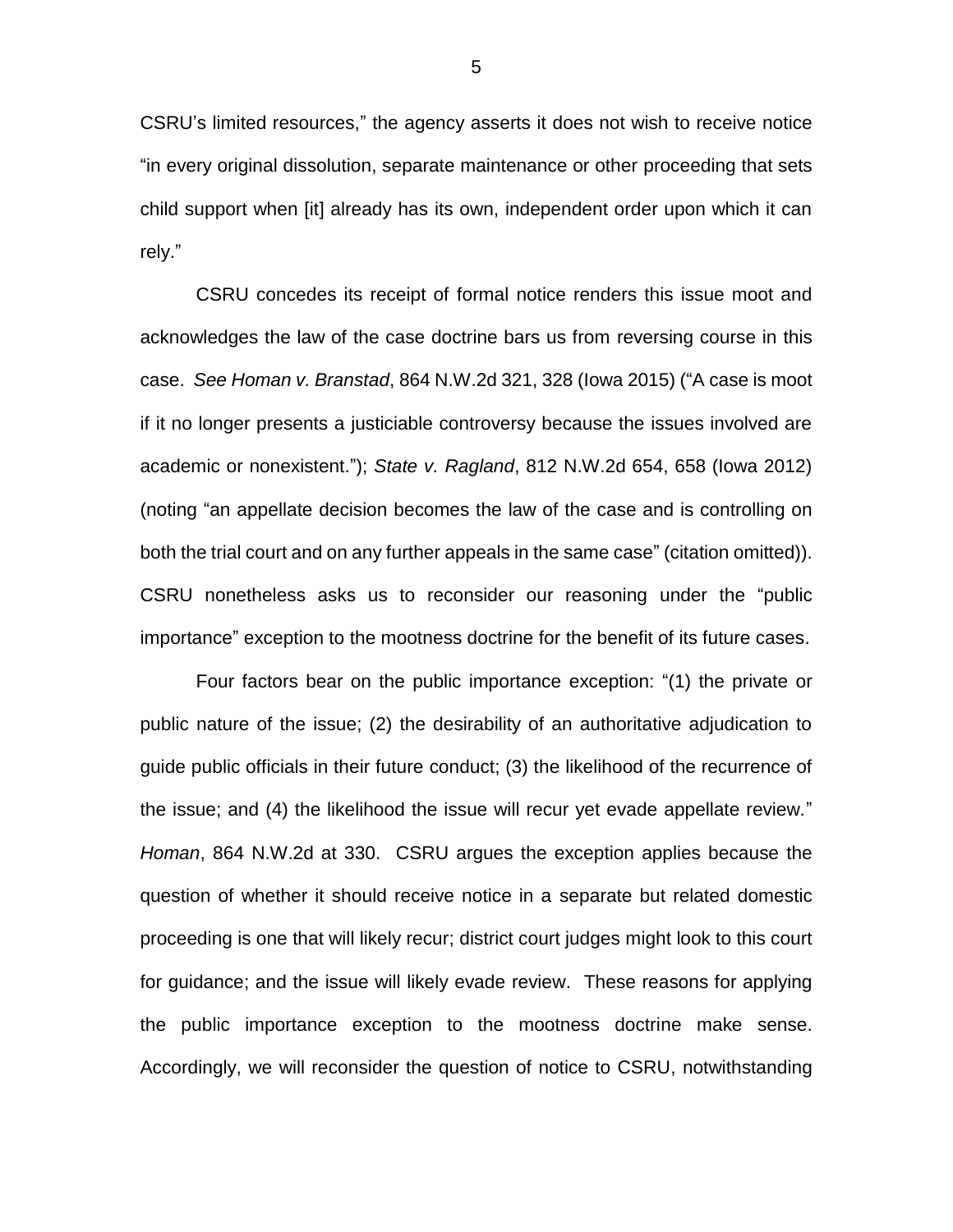CSRU's limited resources," the agency asserts it does not wish to receive notice "in every original dissolution, separate maintenance or other proceeding that sets child support when [it] already has its own, independent order upon which it can rely."

CSRU concedes its receipt of formal notice renders this issue moot and acknowledges the law of the case doctrine bars us from reversing course in this case. *See Homan v. Branstad*, 864 N.W.2d 321, 328 (Iowa 2015) ("A case is moot if it no longer presents a justiciable controversy because the issues involved are academic or nonexistent."); *State v. Ragland*, 812 N.W.2d 654, 658 (Iowa 2012) (noting "an appellate decision becomes the law of the case and is controlling on both the trial court and on any further appeals in the same case" (citation omitted)). CSRU nonetheless asks us to reconsider our reasoning under the "public importance" exception to the mootness doctrine for the benefit of its future cases.

Four factors bear on the public importance exception: "(1) the private or public nature of the issue; (2) the desirability of an authoritative adjudication to guide public officials in their future conduct; (3) the likelihood of the recurrence of the issue; and (4) the likelihood the issue will recur yet evade appellate review." *Homan*, 864 N.W.2d at 330. CSRU argues the exception applies because the question of whether it should receive notice in a separate but related domestic proceeding is one that will likely recur; district court judges might look to this court for guidance; and the issue will likely evade review. These reasons for applying the public importance exception to the mootness doctrine make sense. Accordingly, we will reconsider the question of notice to CSRU, notwithstanding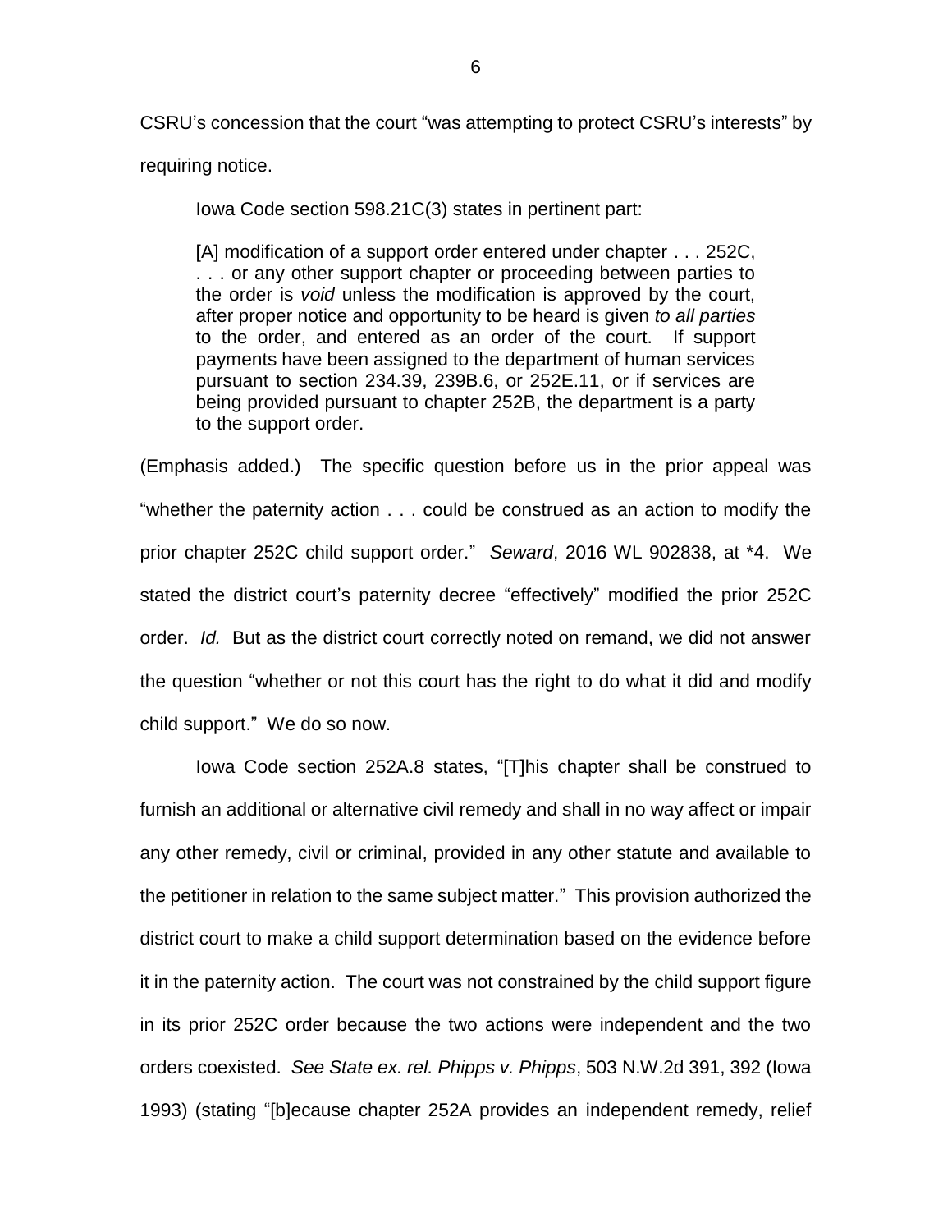CSRU's concession that the court "was attempting to protect CSRU's interests" by requiring notice.

Iowa Code section 598.21C(3) states in pertinent part:

> [A] modification of a support order entered under chapter . . . 252C, . . . or any other support chapter or proceeding between parties to the order is *void* unless the modification is approved by the court, after proper notice and opportunity to be heard is given *to all parties* to the order, and entered as an order of the court. If support payments have been assigned to the department of human services pursuant to section 234.39, 239B.6, or 252E.11, or if services are being provided pursuant to chapter 252B, the department is a party to the support order.

(Emphasis added.) The specific question before us in the prior appeal was "whether the paternity action . . . could be construed as an action to modify the prior chapter 252C child support order." *Seward*, 2016 WL 902838, at *4. We stated the district court's paternity decree "effectively" modified the prior 252C order. *Id.* But as the district court correctly noted on remand, we did not answer the question "whether or not this court has the right to do what it did and modify child support." We do so now.

Iowa Code section 252A.8 states, "[T]his chapter shall be construed to furnish an additional or alternative civil remedy and shall in no way affect or impair any other remedy, civil or criminal, provided in any other statute and available to the petitioner in relation to the same subject matter." This provision authorized the district court to make a child support determination based on the evidence before it in the paternity action. The court was not constrained by the child support figure in its prior 252C order because the two actions were independent and the two orders coexisted. *See State ex. rel. Phipps v. Phipps*, 503 N.W.2d 391, 392 (Iowa 1993) (stating "[b]ecause chapter 252A provides an independent remedy, relief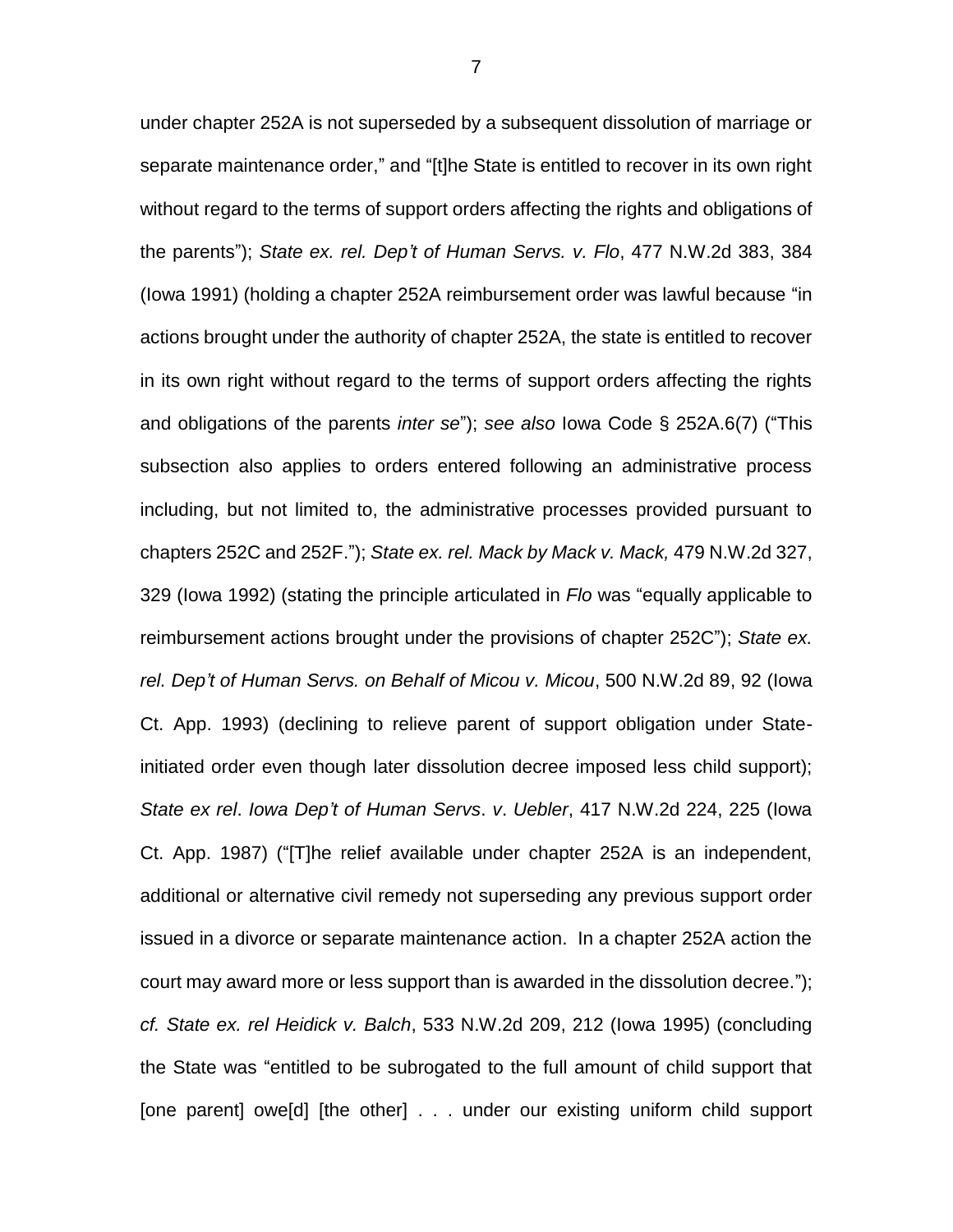under chapter 252A is not superseded by a subsequent dissolution of marriage or separate maintenance order," and "[t]he State is entitled to recover in its own right without regard to the terms of support orders affecting the rights and obligations of the parents"); *State ex. rel. Dep't of Human Servs. v. Flo*, 477 N.W.2d 383, 384 (Iowa 1991) (holding a chapter 252A reimbursement order was lawful because "in actions brought under the authority of chapter 252A, the state is entitled to recover in its own right without regard to the terms of support orders affecting the rights and obligations of the parents *inter se*"); *see also* Iowa Code § 252A.6(7) ("This subsection also applies to orders entered following an administrative process including, but not limited to, the administrative processes provided pursuant to chapters 252C and 252F."); *State ex. rel. Mack by Mack v. Mack,* 479 N.W.2d 327, 329 (Iowa 1992) (stating the principle articulated in *Flo* was "equally applicable to reimbursement actions brought under the provisions of chapter 252C"); *State ex. rel. Dep't of Human Servs. on Behalf of Micou v. Micou*, 500 N.W.2d 89, 92 (Iowa Ct. App. 1993) (declining to relieve parent of support obligation under State-initiated order even though later dissolution decree imposed less child support); *State ex rel*. *Iowa Dep't of Human Servs*. *v*. *Uebler*, 417 N.W.2d 224, 225 (Iowa Ct. App. 1987) ("[T]he relief available under chapter 252A is an independent, additional or alternative civil remedy not superseding any previous support order issued in a divorce or separate maintenance action. In a chapter 252A action the court may award more or less support than is awarded in the dissolution decree."); *cf. State ex. rel Heidick v. Balch*, 533 N.W.2d 209, 212 (Iowa 1995) (concluding the State was "entitled to be subrogated to the full amount of child support that [one parent] owe[d] [the other] . . . under our existing uniform child support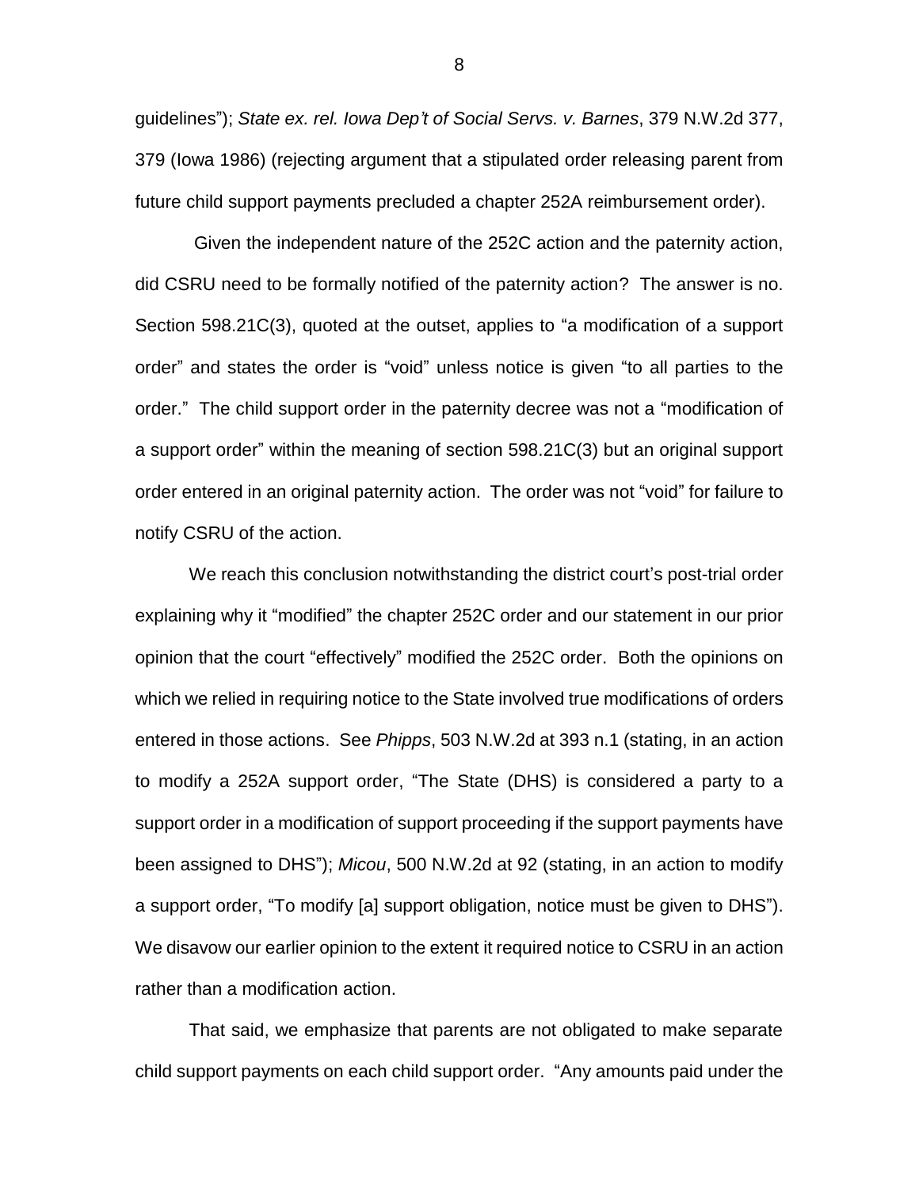guidelines"); *State ex. rel. Iowa Dep't of Social Servs. v. Barnes*, 379 N.W.2d 377, 379 (Iowa 1986) (rejecting argument that a stipulated order releasing parent from future child support payments precluded a chapter 252A reimbursement order).

Given the independent nature of the 252C action and the paternity action, did CSRU need to be formally notified of the paternity action? The answer is no. Section 598.21C(3), quoted at the outset, applies to "a modification of a support order" and states the order is "void" unless notice is given "to all parties to the order." The child support order in the paternity decree was not a "modification of a support order" within the meaning of section 598.21C(3) but an original support order entered in an original paternity action. The order was not "void" for failure to notify CSRU of the action.

We reach this conclusion notwithstanding the district court's post-trial order explaining why it "modified" the chapter 252C order and our statement in our prior opinion that the court "effectively" modified the 252C order. Both the opinions on which we relied in requiring notice to the State involved true modifications of orders entered in those actions. See *Phipps*, 503 N.W.2d at 393 n.1 (stating, in an action to modify a 252A support order, "The State (DHS) is considered a party to a support order in a modification of support proceeding if the support payments have been assigned to DHS"); *Micou*, 500 N.W.2d at 92 (stating, in an action to modify a support order, "To modify [a] support obligation, notice must be given to DHS"). We disavow our earlier opinion to the extent it required notice to CSRU in an action rather than a modification action.

That said, we emphasize that parents are not obligated to make separate child support payments on each child support order. "Any amounts paid under the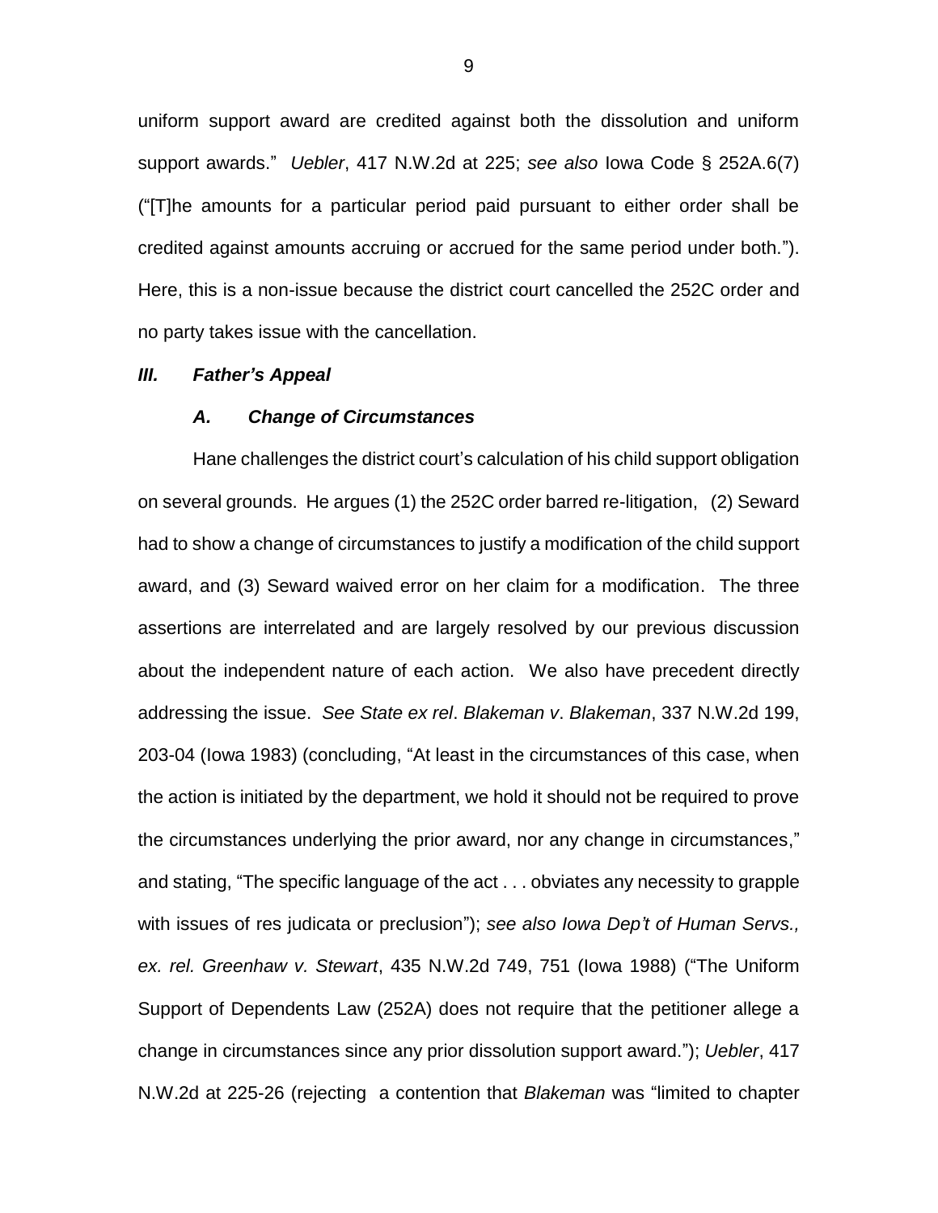uniform support award are credited against both the dissolution and uniform support awards." *Uebler*, 417 N.W.2d at 225; *see also* Iowa Code § 252A.6(7) ("[T]he amounts for a particular period paid pursuant to either order shall be credited against amounts accruing or accrued for the same period under both."). Here, this is a non-issue because the district court cancelled the 252C order and no party takes issue with the cancellation.

### *III. Father's Appeal*

#### *A. Change of Circumstances*

Hane challenges the district court's calculation of his child support obligation on several grounds. He argues (1) the 252C order barred re-litigation, (2) Seward had to show a change of circumstances to justify a modification of the child support award, and (3) Seward waived error on her claim for a modification. The three assertions are interrelated and are largely resolved by our previous discussion about the independent nature of each action. We also have precedent directly addressing the issue. *See State ex rel. Blakeman v. Blakeman*, 337 N.W.2d 199, 203-04 (Iowa 1983) (concluding, "At least in the circumstances of this case, when the action is initiated by the department, we hold it should not be required to prove the circumstances underlying the prior award, nor any change in circumstances," and stating, "The specific language of the act . . . obviates any necessity to grapple with issues of res judicata or preclusion"); *see also Iowa Dep't of Human Servs., ex. rel. Greenhaw v. Stewart*, 435 N.W.2d 749, 751 (Iowa 1988) ("The Uniform Support of Dependents Law (252A) does not require that the petitioner allege a change in circumstances since any prior dissolution support award."); *Uebler*, 417 N.W.2d at 225-26 (rejecting a contention that *Blakeman* was "limited to chapter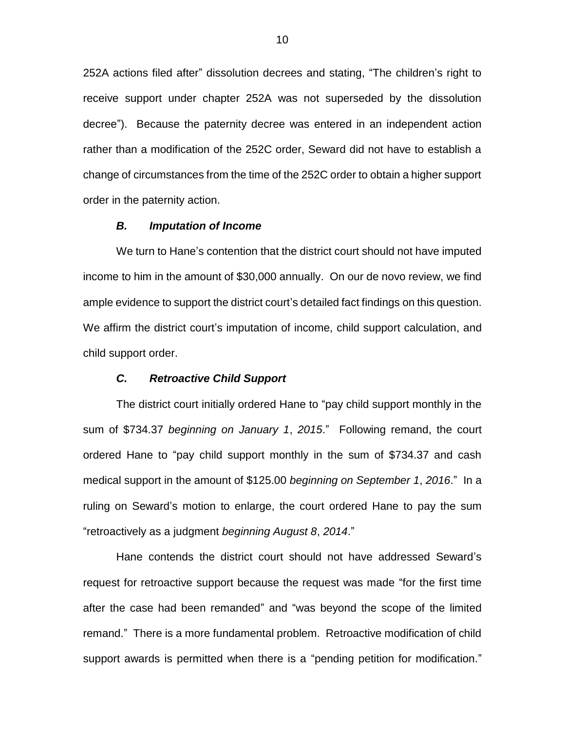252A actions filed after" dissolution decrees and stating, "The children's right to receive support under chapter 252A was not superseded by the dissolution decree"). Because the paternity decree was entered in an independent action rather than a modification of the 252C order, Seward did not have to establish a change of circumstances from the time of the 252C order to obtain a higher support order in the paternity action.

### *B. Imputation of Income*

We turn to Hane's contention that the district court should not have imputed income to him in the amount of $30,000 annually. On our de novo review, we find ample evidence to support the district court's detailed fact findings on this question. We affirm the district court's imputation of income, child support calculation, and child support order.

### *C. Retroactive Child Support*

The district court initially ordered Hane to "pay child support monthly in the sum of $734.37 *beginning on January 1*, *2015*." Following remand, the court ordered Hane to "pay child support monthly in the sum of $734.37 and cash medical support in the amount of $125.00 *beginning on September 1*, *2016*." In a ruling on Seward's motion to enlarge, the court ordered Hane to pay the sum "retroactively as a judgment *beginning August 8*, *2014*."

Hane contends the district court should not have addressed Seward's request for retroactive support because the request was made "for the first time after the case had been remanded" and "was beyond the scope of the limited remand." There is a more fundamental problem. Retroactive modification of child support awards is permitted when there is a "pending petition for modification."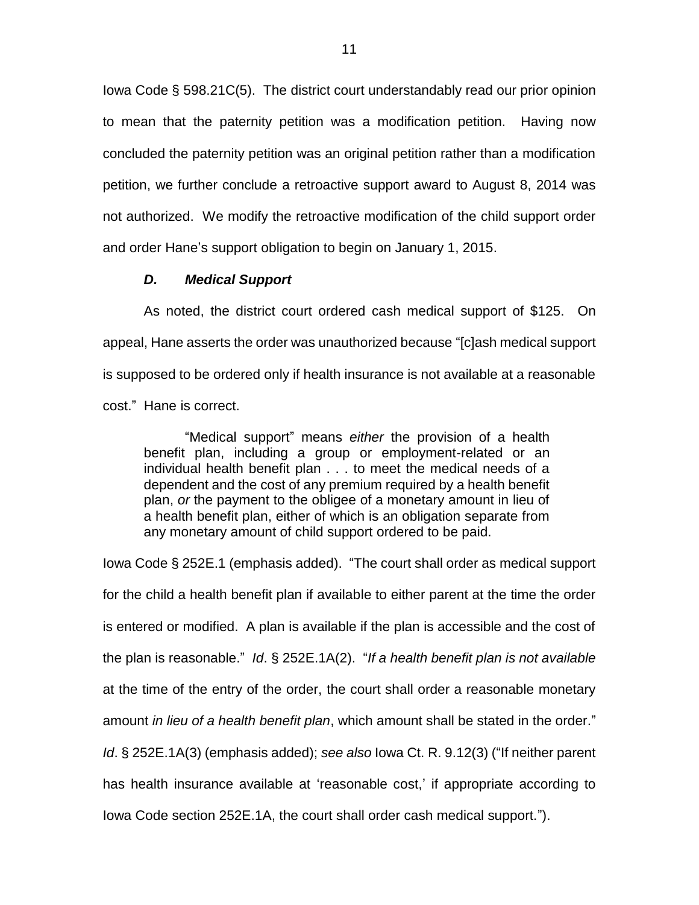Iowa Code § 598.21C(5). The district court understandably read our prior opinion to mean that the paternity petition was a modification petition. Having now concluded the paternity petition was an original petition rather than a modification petition, we further conclude a retroactive support award to August 8, 2014 was not authorized. We modify the retroactive modification of the child support order and order Hane's support obligation to begin on January 1, 2015.

### *D. Medical Support*

As noted, the district court ordered cash medical support of $125. On appeal, Hane asserts the order was unauthorized because "[c]ash medical support is supposed to be ordered only if health insurance is not available at a reasonable cost." Hane is correct.

> "Medical support" means *either* the provision of a health benefit plan, including a group or employment-related or an individual health benefit plan . . . to meet the medical needs of a dependent and the cost of any premium required by a health benefit plan, *or* the payment to the obligee of a monetary amount in lieu of a health benefit plan, either of which is an obligation separate from any monetary amount of child support ordered to be paid.

Iowa Code § 252E.1 (emphasis added). "The court shall order as medical support for the child a health benefit plan if available to either parent at the time the order is entered or modified. A plan is available if the plan is accessible and the cost of the plan is reasonable." *Id*. § 252E.1A(2). "*If a health benefit plan is not available* at the time of the entry of the order, the court shall order a reasonable monetary amount *in lieu of a health benefit plan*, which amount shall be stated in the order." *Id*. § 252E.1A(3) (emphasis added); *see also* Iowa Ct. R. 9.12(3) ("If neither parent has health insurance available at 'reasonable cost,' if appropriate according to Iowa Code section 252E.1A, the court shall order cash medical support.").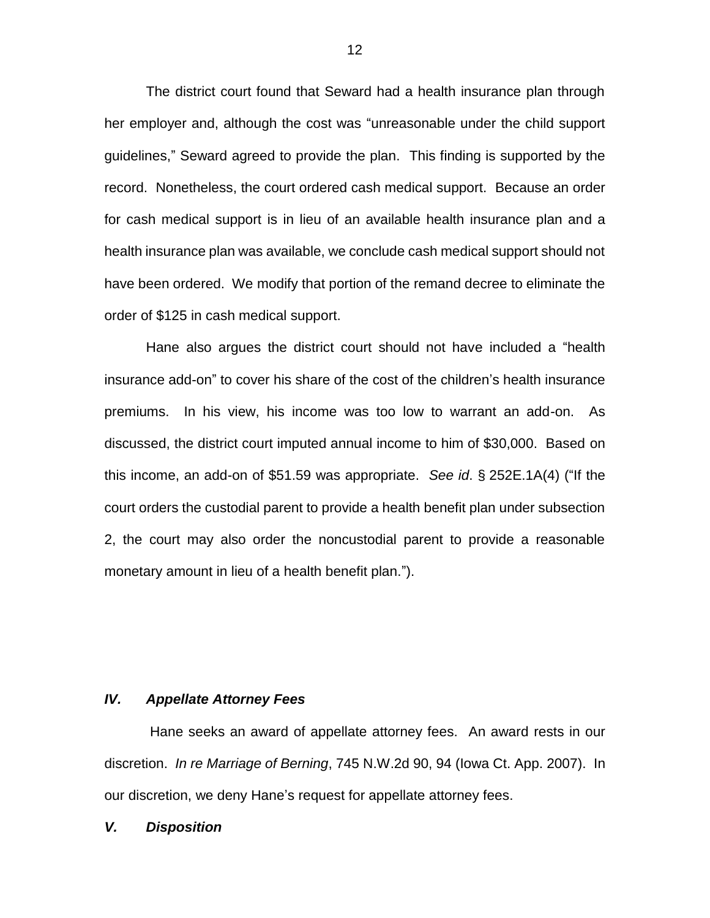The district court found that Seward had a health insurance plan through her employer and, although the cost was "unreasonable under the child support guidelines," Seward agreed to provide the plan. This finding is supported by the record. Nonetheless, the court ordered cash medical support. Because an order for cash medical support is in lieu of an available health insurance plan and a health insurance plan was available, we conclude cash medical support should not have been ordered. We modify that portion of the remand decree to eliminate the order of $125 in cash medical support.

Hane also argues the district court should not have included a "health insurance add-on" to cover his share of the cost of the children's health insurance premiums. In his view, his income was too low to warrant an add-on. As discussed, the district court imputed annual income to him of $30,000. Based on this income, an add-on of $51.59 was appropriate. *See id*. § 252E.1A(4) ("If the court orders the custodial parent to provide a health benefit plan under subsection 2, the court may also order the noncustodial parent to provide a reasonable monetary amount in lieu of a health benefit plan.").

### *IV. Appellate Attorney Fees*

Hane seeks an award of appellate attorney fees. An award rests in our discretion. *In re Marriage of Berning*, 745 N.W.2d 90, 94 (Iowa Ct. App. 2007). In our discretion, we deny Hane's request for appellate attorney fees.

### *V. Disposition*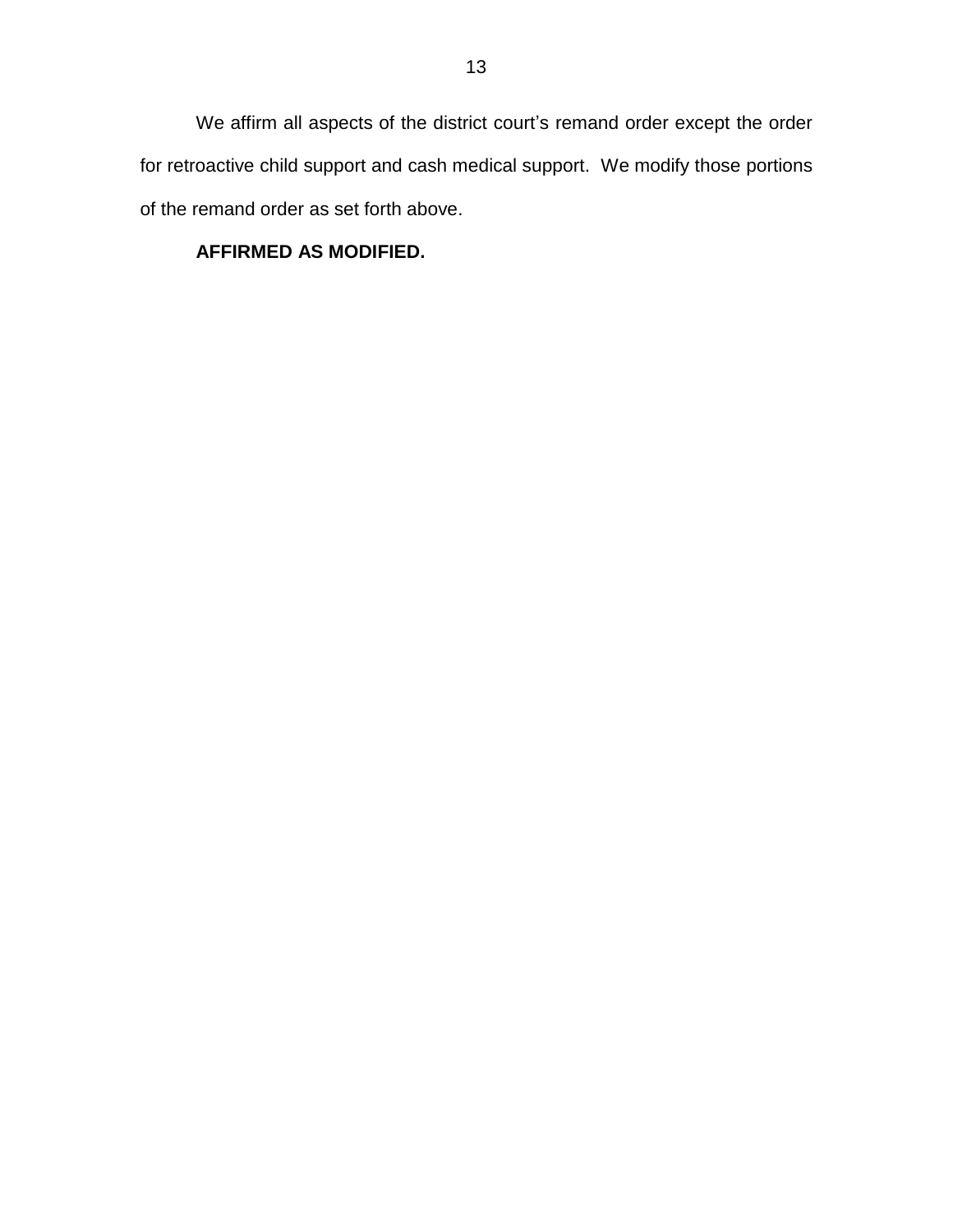We affirm all aspects of the district court's remand order except the order for retroactive child support and cash medical support. We modify those portions of the remand order as set forth above.

**AFFIRMED AS MODIFIED.**